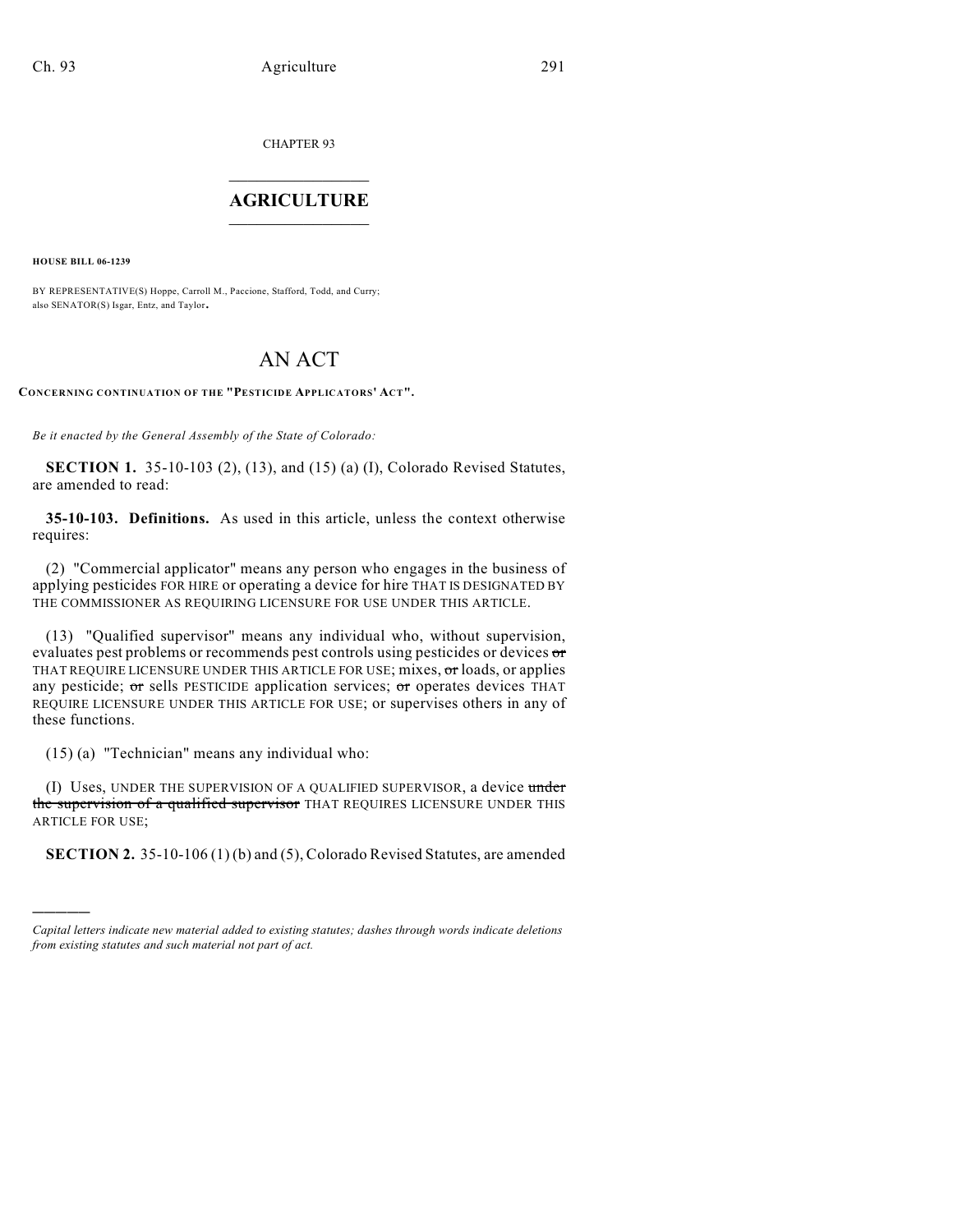CHAPTER 93

# AGRICULTURE

**HOUSE BILL 06-1239**

BY REPRESENTATIVE(S) Hoppe, Carroll M., Paccione, Stafford, Todd, and Curry; also SENATOR(S) Isgar, Entz, and Taylor.

# AN ACT

**CONCERNING CONTINUATION OF THE "PESTICIDE APPLICATORS' ACT".**

*Be it enacted by the General Assembly of the State of Colorado:*

**SECTION 1.** 35-10-103 (2), (13), and (15) (a) (I), Colorado Revised Statutes, are amended to read:

**35-10-103. Definitions.** As used in this article, unless the context otherwise requires:

(2) "Commercial applicator" means any person who engages in the business of applying pesticides FOR HIRE or operating a device for hire THAT IS DESIGNATED BY THE COMMISSIONER AS REQUIRING LICENSURE FOR USE UNDER THIS ARTICLE.

(13) "Qualified supervisor" means any individual who, without supervision, evaluates pest problems or recommends pest controls using pesticides or devices ~~or~~ THAT REQUIRE LICENSURE UNDER THIS ARTICLE FOR USE; mixes, ~~or~~ loads, or applies any pesticide; ~~or~~ sells PESTICIDE application services; ~~or~~ operates devices THAT REQUIRE LICENSURE UNDER THIS ARTICLE FOR USE; or supervises others in any of these functions.

(15) (a) "Technician" means any individual who:

(I) Uses, UNDER THE SUPERVISION OF A QUALIFIED SUPERVISOR, a device ~~under the supervision of a qualified supervisor~~ THAT REQUIRES LICENSURE UNDER THIS ARTICLE FOR USE;

**SECTION 2.** 35-10-106 (1) (b) and (5), Colorado Revised Statutes, are amended

---

*Capital letters indicate new material added to existing statutes; dashes through words indicate deletions from existing statutes and such material not part of act.*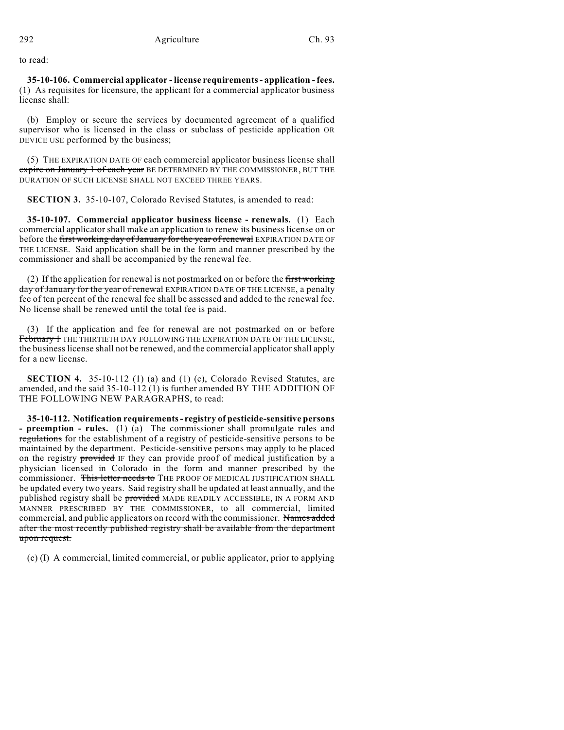to read:

**35-10-106. Commercial applicator - license requirements - application - fees.** (1) As requisites for licensure, the applicant for a commercial applicator business license shall:

(b) Employ or secure the services by documented agreement of a qualified supervisor who is licensed in the class or subclass of pesticide application OR DEVICE USE performed by the business;

(5) THE EXPIRATION DATE OF each commercial applicator business license shall ~~expire on January 1 of each year~~ BE DETERMINED BY THE COMMISSIONER, BUT THE DURATION OF SUCH LICENSE SHALL NOT EXCEED THREE YEARS.

**SECTION 3.** 35-10-107, Colorado Revised Statutes, is amended to read:

**35-10-107. Commercial applicator business license - renewals.** (1) Each commercial applicator shall make an application to renew its business license on or before the ~~first working day of January for the year of renewal~~ EXPIRATION DATE OF THE LICENSE. Said application shall be in the form and manner prescribed by the commissioner and shall be accompanied by the renewal fee.

(2) If the application for renewal is not postmarked on or before the ~~first working day of January for the year of renewal~~ EXPIRATION DATE OF THE LICENSE, a penalty fee of ten percent of the renewal fee shall be assessed and added to the renewal fee. No license shall be renewed until the total fee is paid.

(3) If the application and fee for renewal are not postmarked on or before ~~February 1~~ THE THIRTIETH DAY FOLLOWING THE EXPIRATION DATE OF THE LICENSE, the business license shall not be renewed, and the commercial applicator shall apply for a new license.

**SECTION 4.** 35-10-112 (1) (a) and (1) (c), Colorado Revised Statutes, are amended, and the said 35-10-112 (1) is further amended BY THE ADDITION OF THE FOLLOWING NEW PARAGRAPHS, to read:

**35-10-112. Notification requirements - registry of pesticide-sensitive persons - preemption - rules.** (1) (a) The commissioner shall promulgate rules ~~and regulations~~ for the establishment of a registry of pesticide-sensitive persons to be maintained by the department. Pesticide-sensitive persons may apply to be placed on the registry ~~provided~~ IF they can provide proof of medical justification by a physician licensed in Colorado in the form and manner prescribed by the commissioner. ~~This letter needs to~~ THE PROOF OF MEDICAL JUSTIFICATION SHALL be updated every two years. Said registry shall be updated at least annually, and the published registry shall be ~~provided~~ MADE READILY ACCESSIBLE, IN A FORM AND MANNER PRESCRIBED BY THE COMMISSIONER, to all commercial, limited commercial, and public applicators on record with the commissioner. ~~Names added after the most recently published registry shall be available from the department upon request.~~

(c) (I) A commercial, limited commercial, or public applicator, prior to applying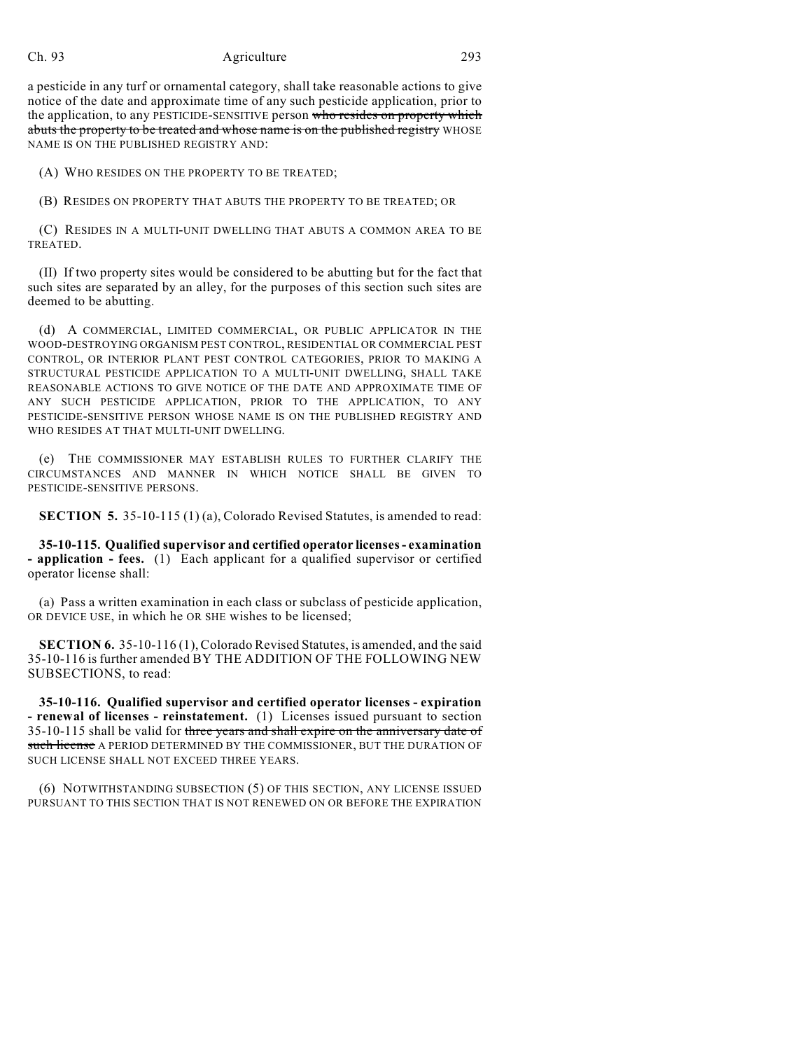a pesticide in any turf or ornamental category, shall take reasonable actions to give notice of the date and approximate time of any such pesticide application, prior to the application, to any PESTICIDE-SENSITIVE person ~~who resides on property which abuts the property to be treated and whose name is on the published registry~~ WHOSE NAME IS ON THE PUBLISHED REGISTRY AND:

(A) WHO RESIDES ON THE PROPERTY TO BE TREATED;

(B) RESIDES ON PROPERTY THAT ABUTS THE PROPERTY TO BE TREATED; OR

(C) RESIDES IN A MULTI-UNIT DWELLING THAT ABUTS A COMMON AREA TO BE TREATED.

(II) If two property sites would be considered to be abutting but for the fact that such sites are separated by an alley, for the purposes of this section such sites are deemed to be abutting.

(d) A COMMERCIAL, LIMITED COMMERCIAL, OR PUBLIC APPLICATOR IN THE WOOD-DESTROYING ORGANISM PEST CONTROL, RESIDENTIAL OR COMMERCIAL PEST CONTROL, OR INTERIOR PLANT PEST CONTROL CATEGORIES, PRIOR TO MAKING A STRUCTURAL PESTICIDE APPLICATION TO A MULTI-UNIT DWELLING, SHALL TAKE REASONABLE ACTIONS TO GIVE NOTICE OF THE DATE AND APPROXIMATE TIME OF ANY SUCH PESTICIDE APPLICATION, PRIOR TO THE APPLICATION, TO ANY PESTICIDE-SENSITIVE PERSON WHOSE NAME IS ON THE PUBLISHED REGISTRY AND WHO RESIDES AT THAT MULTI-UNIT DWELLING.

(e) THE COMMISSIONER MAY ESTABLISH RULES TO FURTHER CLARIFY THE CIRCUMSTANCES AND MANNER IN WHICH NOTICE SHALL BE GIVEN TO PESTICIDE-SENSITIVE PERSONS.

**SECTION 5.** 35-10-115 (1) (a), Colorado Revised Statutes, is amended to read:

**35-10-115. Qualified supervisor and certified operator licenses - examination - application - fees.** (1) Each applicant for a qualified supervisor or certified operator license shall:

(a) Pass a written examination in each class or subclass of pesticide application, OR DEVICE USE, in which he OR SHE wishes to be licensed;

**SECTION 6.** 35-10-116 (1), Colorado Revised Statutes, is amended, and the said 35-10-116 is further amended BY THE ADDITION OF THE FOLLOWING NEW SUBSECTIONS, to read:

**35-10-116. Qualified supervisor and certified operator licenses - expiration - renewal of licenses - reinstatement.** (1) Licenses issued pursuant to section 35-10-115 shall be valid for ~~three years and shall expire on the anniversary date of such license~~ A PERIOD DETERMINED BY THE COMMISSIONER, BUT THE DURATION OF SUCH LICENSE SHALL NOT EXCEED THREE YEARS.

(6) NOTWITHSTANDING SUBSECTION (5) OF THIS SECTION, ANY LICENSE ISSUED PURSUANT TO THIS SECTION THAT IS NOT RENEWED ON OR BEFORE THE EXPIRATION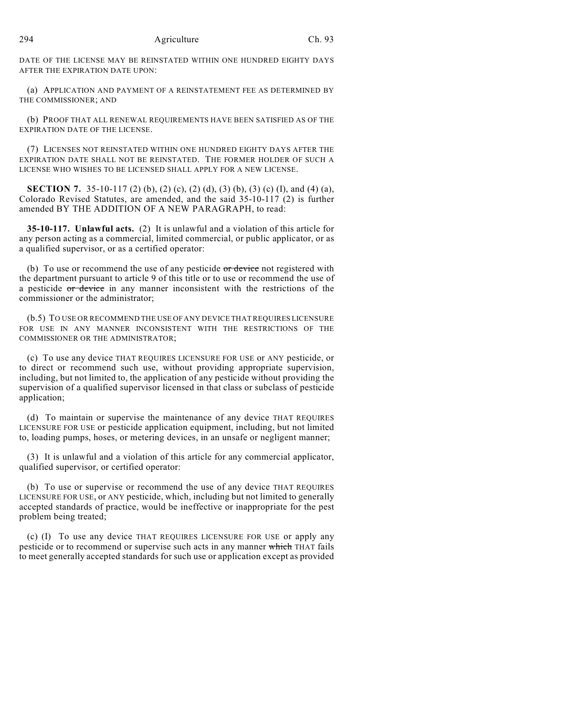DATE OF THE LICENSE MAY BE REINSTATED WITHIN ONE HUNDRED EIGHTY DAYS AFTER THE EXPIRATION DATE UPON:

(a) APPLICATION AND PAYMENT OF A REINSTATEMENT FEE AS DETERMINED BY THE COMMISSIONER; AND

(b) PROOF THAT ALL RENEWAL REQUIREMENTS HAVE BEEN SATISFIED AS OF THE EXPIRATION DATE OF THE LICENSE.

(7) LICENSES NOT REINSTATED WITHIN ONE HUNDRED EIGHTY DAYS AFTER THE EXPIRATION DATE SHALL NOT BE REINSTATED. THE FORMER HOLDER OF SUCH A LICENSE WHO WISHES TO BE LICENSED SHALL APPLY FOR A NEW LICENSE.

**SECTION 7.** 35-10-117 (2) (b), (2) (c), (2) (d), (3) (b), (3) (c) (I), and (4) (a), Colorado Revised Statutes, are amended, and the said 35-10-117 (2) is further amended BY THE ADDITION OF A NEW PARAGRAPH, to read:

**35-10-117. Unlawful acts.** (2) It is unlawful and a violation of this article for any person acting as a commercial, limited commercial, or public applicator, or as a qualified supervisor, or as a certified operator:

(b) To use or recommend the use of any pesticide ~~or device~~ not registered with the department pursuant to article 9 of this title or to use or recommend the use of a pesticide ~~or device~~ in any manner inconsistent with the restrictions of the commissioner or the administrator;

(b.5) TO USE OR RECOMMEND THE USE OF ANY DEVICE THAT REQUIRES LICENSURE FOR USE IN ANY MANNER INCONSISTENT WITH THE RESTRICTIONS OF THE COMMISSIONER OR THE ADMINISTRATOR;

(c) To use any device THAT REQUIRES LICENSURE FOR USE or ANY pesticide, or to direct or recommend such use, without providing appropriate supervision, including, but not limited to, the application of any pesticide without providing the supervision of a qualified supervisor licensed in that class or subclass of pesticide application;

(d) To maintain or supervise the maintenance of any device THAT REQUIRES LICENSURE FOR USE or pesticide application equipment, including, but not limited to, loading pumps, hoses, or metering devices, in an unsafe or negligent manner;

(3) It is unlawful and a violation of this article for any commercial applicator, qualified supervisor, or certified operator:

(b) To use or supervise or recommend the use of any device THAT REQUIRES LICENSURE FOR USE, or ANY pesticide, which, including but not limited to generally accepted standards of practice, would be ineffective or inappropriate for the pest problem being treated;

(c) (I) To use any device THAT REQUIRES LICENSURE FOR USE or apply any pesticide or to recommend or supervise such acts in any manner ~~which~~ THAT fails to meet generally accepted standards for such use or application except as provided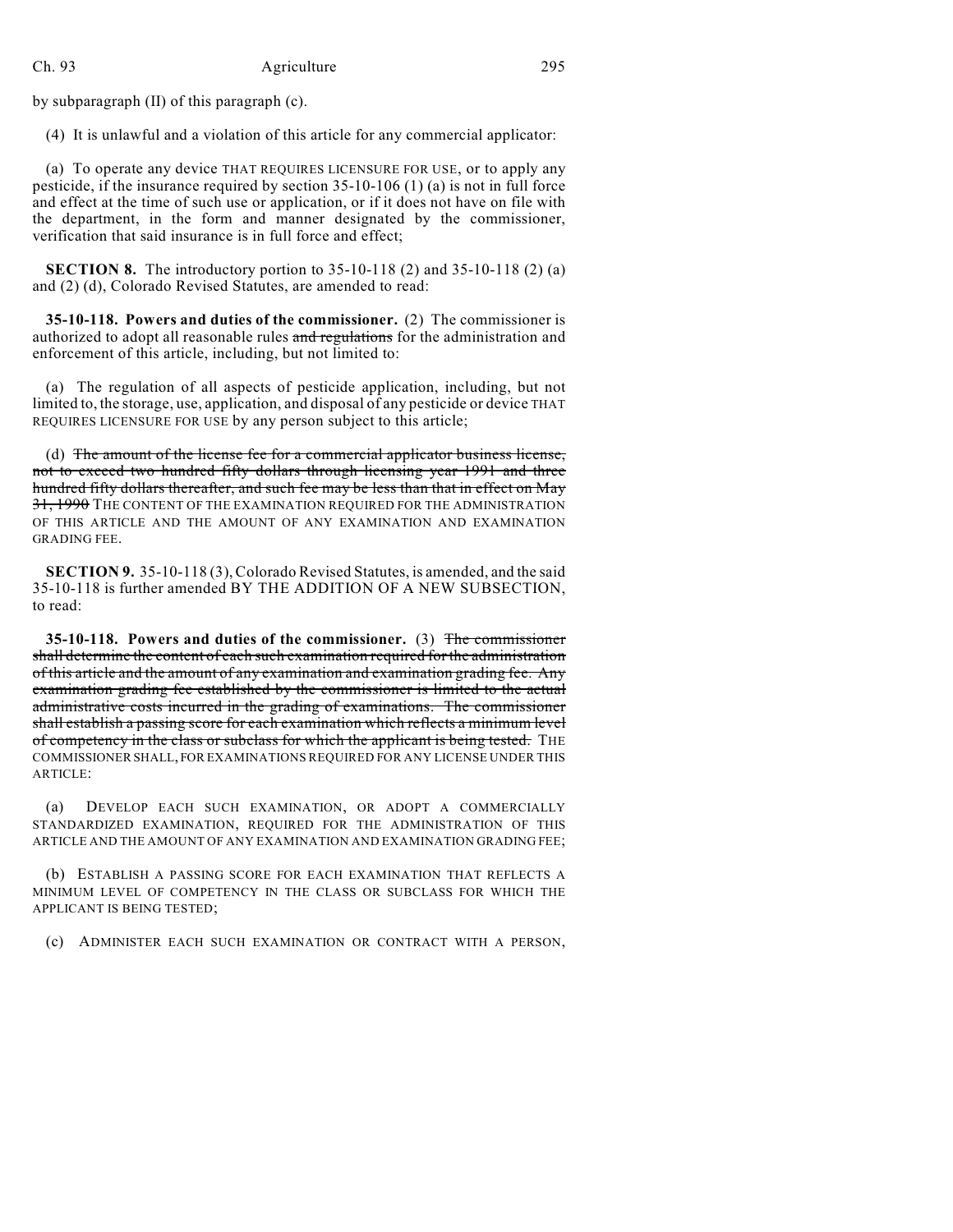by subparagraph (II) of this paragraph (c).

(4) It is unlawful and a violation of this article for any commercial applicator:

(a) To operate any device THAT REQUIRES LICENSURE FOR USE, or to apply any pesticide, if the insurance required by section 35-10-106 (1) (a) is not in full force and effect at the time of such use or application, or if it does not have on file with the department, in the form and manner designated by the commissioner, verification that said insurance is in full force and effect;

**SECTION 8.** The introductory portion to 35-10-118 (2) and 35-10-118 (2) (a) and (2) (d), Colorado Revised Statutes, are amended to read:

**35-10-118. Powers and duties of the commissioner.** (2) The commissioner is authorized to adopt all reasonable rules ~~and regulations~~ for the administration and enforcement of this article, including, but not limited to:

(a) The regulation of all aspects of pesticide application, including, but not limited to, the storage, use, application, and disposal of any pesticide or device THAT REQUIRES LICENSURE FOR USE by any person subject to this article;

(d) ~~The amount of the license fee for a commercial applicator business license, not to exceed two hundred fifty dollars through licensing year 1991 and three hundred fifty dollars thereafter, and such fee may be less than that in effect on May 31, 1990~~ THE CONTENT OF THE EXAMINATION REQUIRED FOR THE ADMINISTRATION OF THIS ARTICLE AND THE AMOUNT OF ANY EXAMINATION AND EXAMINATION GRADING FEE.

**SECTION 9.** 35-10-118 (3), Colorado Revised Statutes, is amended, and the said 35-10-118 is further amended BY THE ADDITION OF A NEW SUBSECTION, to read:

**35-10-118. Powers and duties of the commissioner.** (3) ~~The commissioner shall determine the content of each such examination required for the administration of this article and the amount of any examination and examination grading fee. Any examination grading fee established by the commissioner is limited to the actual administrative costs incurred in the grading of examinations. The commissioner shall establish a passing score for each examination which reflects a minimum level of competency in the class or subclass for which the applicant is being tested.~~ THE COMMISSIONER SHALL, FOR EXAMINATIONS REQUIRED FOR ANY LICENSE UNDER THIS ARTICLE:

(a) DEVELOP EACH SUCH EXAMINATION, OR ADOPT A COMMERCIALLY STANDARDIZED EXAMINATION, REQUIRED FOR THE ADMINISTRATION OF THIS ARTICLE AND THE AMOUNT OF ANY EXAMINATION AND EXAMINATION GRADING FEE;

(b) ESTABLISH A PASSING SCORE FOR EACH EXAMINATION THAT REFLECTS A MINIMUM LEVEL OF COMPETENCY IN THE CLASS OR SUBCLASS FOR WHICH THE APPLICANT IS BEING TESTED;

(c) ADMINISTER EACH SUCH EXAMINATION OR CONTRACT WITH A PERSON,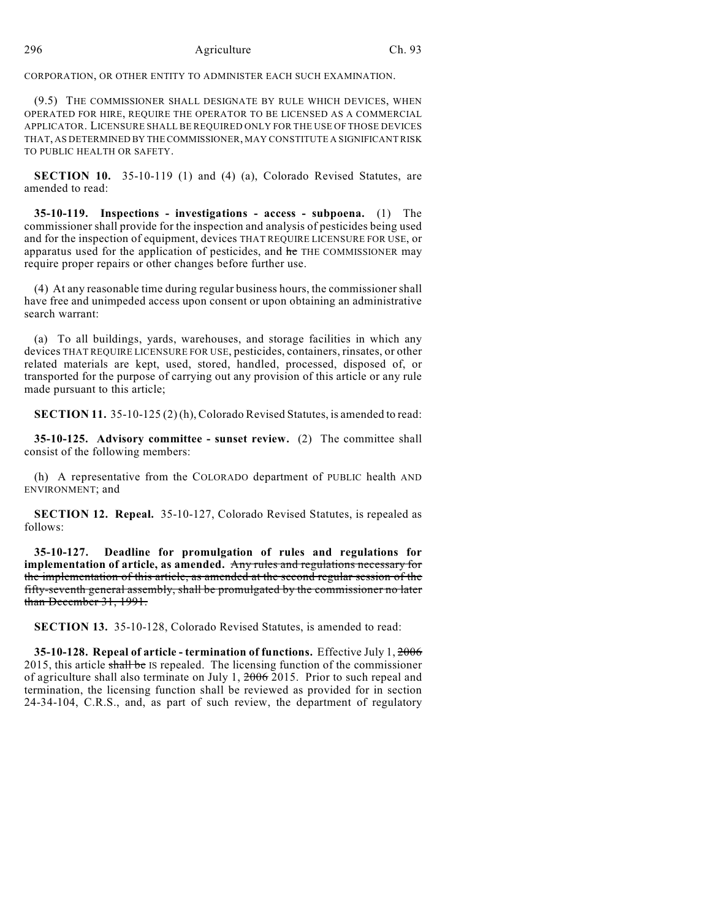CORPORATION, OR OTHER ENTITY TO ADMINISTER EACH SUCH EXAMINATION.

(9.5) THE COMMISSIONER SHALL DESIGNATE BY RULE WHICH DEVICES, WHEN OPERATED FOR HIRE, REQUIRE THE OPERATOR TO BE LICENSED AS A COMMERCIAL APPLICATOR. LICENSURE SHALL BE REQUIRED ONLY FOR THE USE OF THOSE DEVICES THAT, AS DETERMINED BY THE COMMISSIONER, MAY CONSTITUTE A SIGNIFICANT RISK TO PUBLIC HEALTH OR SAFETY.

**SECTION 10.** 35-10-119 (1) and (4) (a), Colorado Revised Statutes, are amended to read:

**35-10-119. Inspections - investigations - access - subpoena.** (1) The commissioner shall provide for the inspection and analysis of pesticides being used and for the inspection of equipment, devices THAT REQUIRE LICENSURE FOR USE, or apparatus used for the application of pesticides, and ~~he~~ THE COMMISSIONER may require proper repairs or other changes before further use.

(4) At any reasonable time during regular business hours, the commissioner shall have free and unimpeded access upon consent or upon obtaining an administrative search warrant:

(a) To all buildings, yards, warehouses, and storage facilities in which any devices THAT REQUIRE LICENSURE FOR USE, pesticides, containers, rinsates, or other related materials are kept, used, stored, handled, processed, disposed of, or transported for the purpose of carrying out any provision of this article or any rule made pursuant to this article;

**SECTION 11.** 35-10-125 (2) (h), Colorado Revised Statutes, is amended to read:

**35-10-125. Advisory committee - sunset review.** (2) The committee shall consist of the following members:

(h) A representative from the COLORADO department of PUBLIC health AND ENVIRONMENT; and

**SECTION 12. Repeal.** 35-10-127, Colorado Revised Statutes, is repealed as follows:

**35-10-127. Deadline for promulgation of rules and regulations for implementation of article, as amended.** ~~Any rules and regulations necessary for the implementation of this article, as amended at the second regular session of the fifty-seventh general assembly, shall be promulgated by the commissioner no later than December 31, 1991.~~

**SECTION 13.** 35-10-128, Colorado Revised Statutes, is amended to read:

**35-10-128. Repeal of article - termination of functions.** Effective July 1, ~~2006~~ 2015, this article ~~shall be~~ IS repealed. The licensing function of the commissioner of agriculture shall also terminate on July 1, ~~2006~~ 2015. Prior to such repeal and termination, the licensing function shall be reviewed as provided for in section 24-34-104, C.R.S., and, as part of such review, the department of regulatory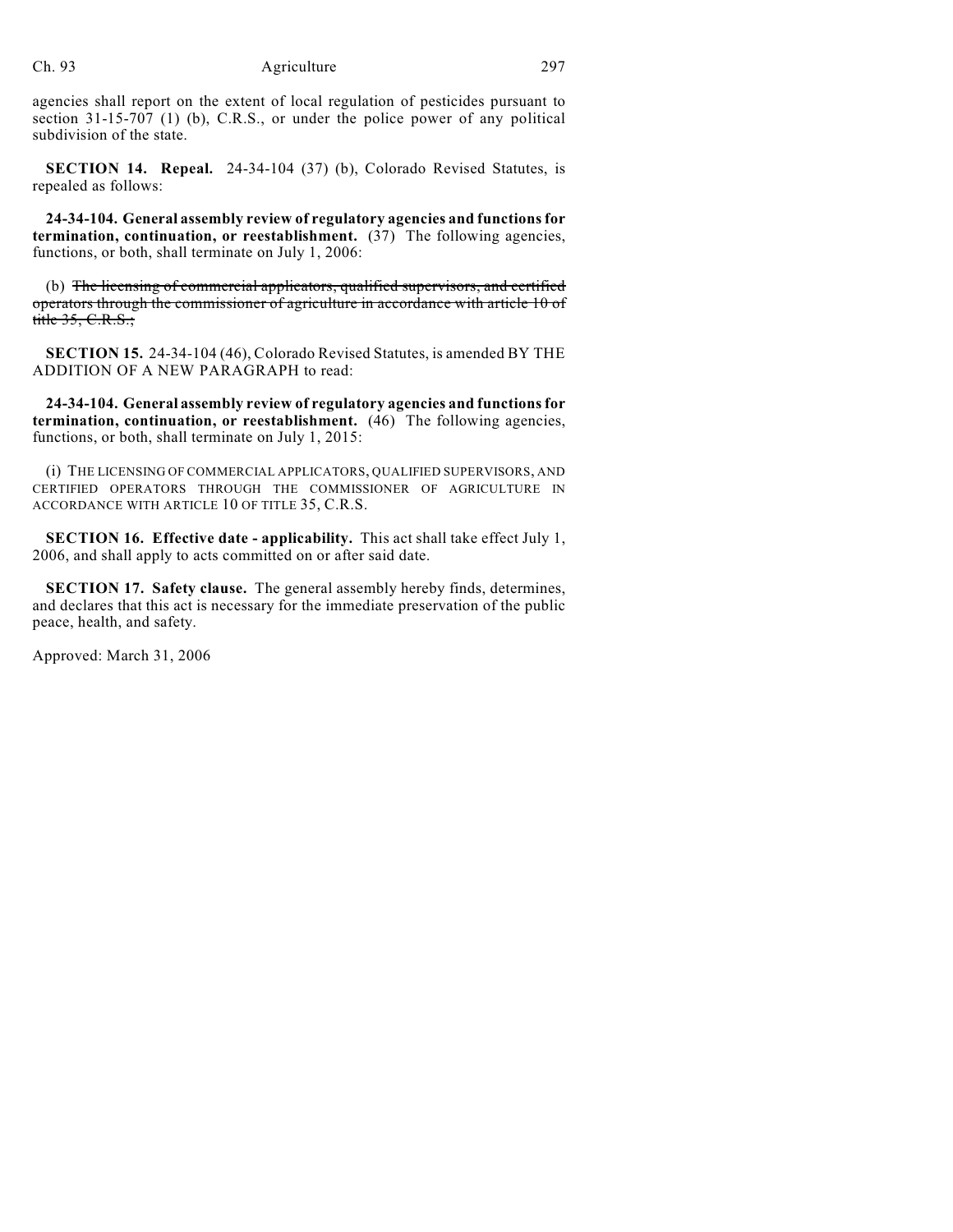agencies shall report on the extent of local regulation of pesticides pursuant to section 31-15-707 (1) (b), C.R.S., or under the police power of any political subdivision of the state.

**SECTION 14. Repeal.** 24-34-104 (37) (b), Colorado Revised Statutes, is repealed as follows:

**24-34-104. General assembly review of regulatory agencies and functions for termination, continuation, or reestablishment.** (37) The following agencies, functions, or both, shall terminate on July 1, 2006:

(b) ~~The licensing of commercial applicators, qualified supervisors, and certified operators through the commissioner of agriculture in accordance with article 10 of title 35, C.R.S.;~~

**SECTION 15.** 24-34-104 (46), Colorado Revised Statutes, is amended BY THE ADDITION OF A NEW PARAGRAPH to read:

**24-34-104. General assembly review of regulatory agencies and functions for termination, continuation, or reestablishment.** (46) The following agencies, functions, or both, shall terminate on July 1, 2015:

(i) THE LICENSING OF COMMERCIAL APPLICATORS, QUALIFIED SUPERVISORS, AND CERTIFIED OPERATORS THROUGH THE COMMISSIONER OF AGRICULTURE IN ACCORDANCE WITH ARTICLE 10 OF TITLE 35, C.R.S.

**SECTION 16. Effective date - applicability.** This act shall take effect July 1, 2006, and shall apply to acts committed on or after said date.

**SECTION 17. Safety clause.** The general assembly hereby finds, determines, and declares that this act is necessary for the immediate preservation of the public peace, health, and safety.

Approved: March 31, 2006